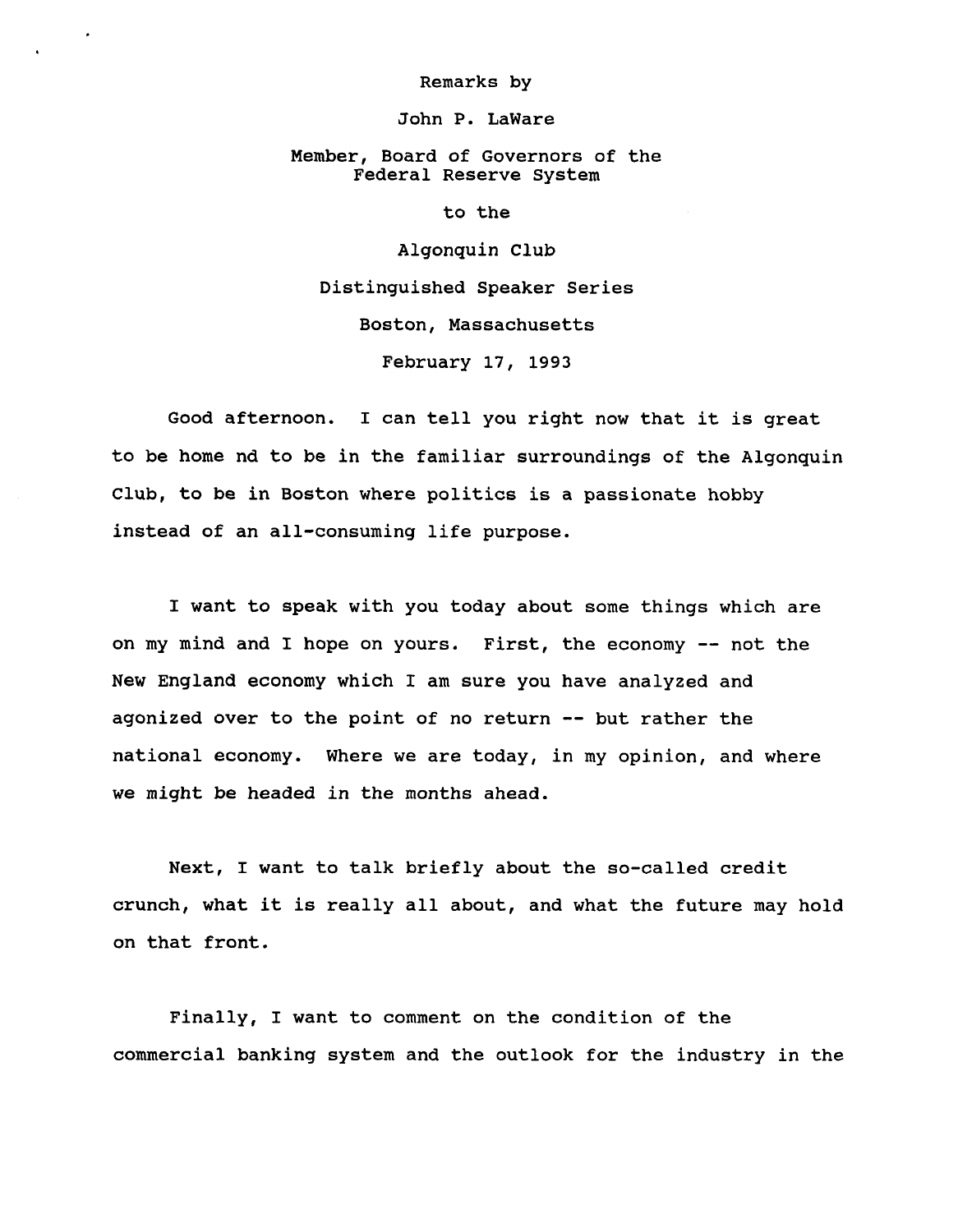Remarks by

John P. LaWare

Member, Board of Governors of the Federal Reserve System

to the

Algonquin Club

Distinguished Speaker Series

Boston, Massachusetts

February 17, 1993

Good afternoon. I can tell you right now that it is great to be home nd to be in the familiar surroundings of the Algonquin Club, to be in Boston where politics is a passionate hobby instead of an all-consuming life purpose.

I want to speak with you today about some things which are on my mind and I hope on yours. First, the economy -- not the New England economy which I am sure you have analyzed and agonized over to the point of no return -- but rather the national economy. Where we are today, in my opinion, and where we might be headed in the months ahead.

Next, I want to talk briefly about the so-called credit crunch, what it is really all about, and what the future may hold on that front.

Finally, I want to comment on the condition of the commercial banking system and the outlook for the industry in the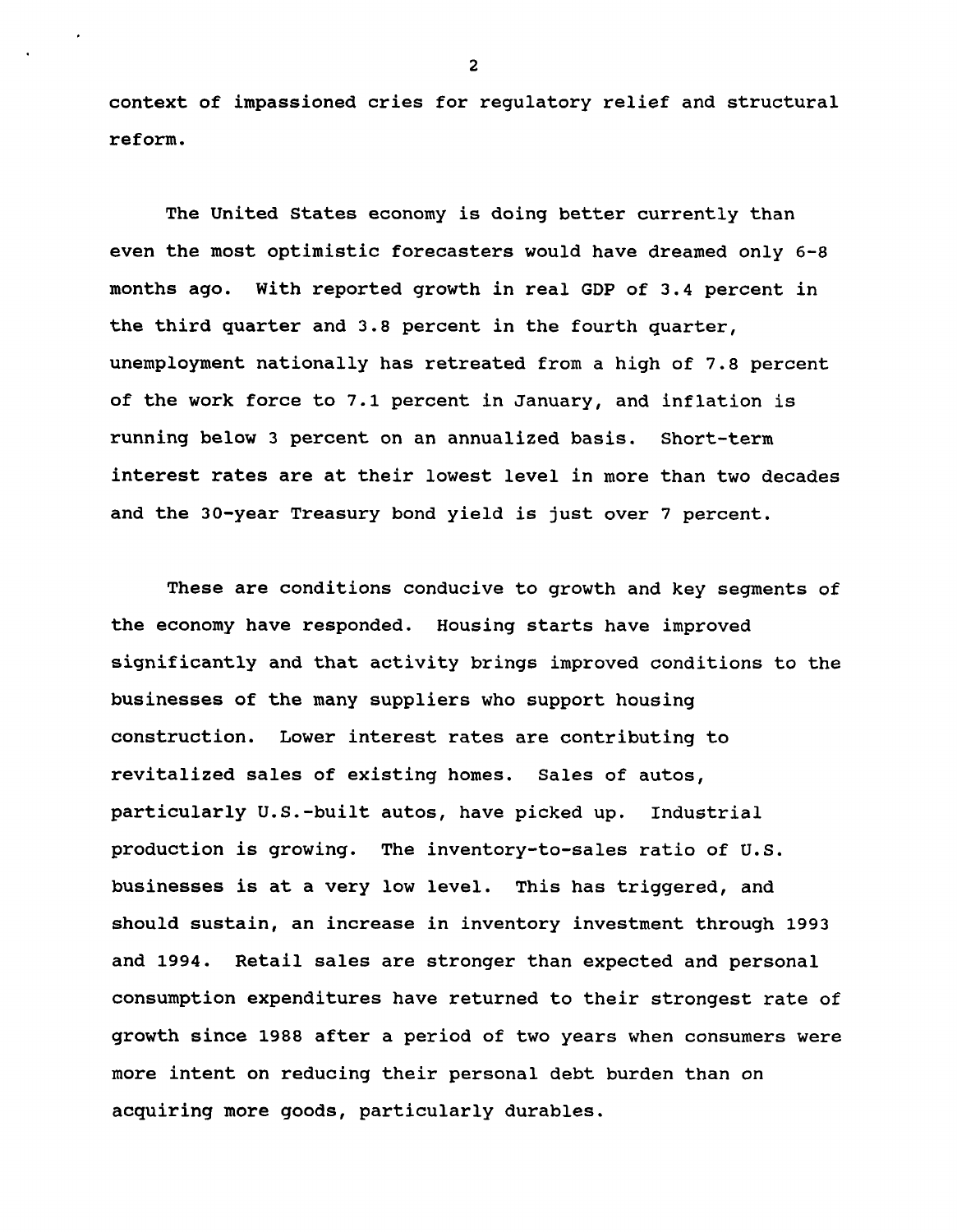context of impassioned cries for regulatory relief and structural reform.

The United States economy is doing better currently than even the most optimistic forecasters would have dreamed only 6-8 months ago. With reported growth in real GDP of 3.4 percent in the third quarter and 3.8 percent in the fourth quarter, unemployment nationally has retreated from a high of 7.8 percent of the work force to 7.1 percent in January, and inflation is running below 3 percent on an annualized basis. Short-term interest rates are at their lowest level in more than two decades and the 30-year Treasury bond yield is just over 7 percent.

These are conditions conducive to growth and key segments of the economy have responded. Housing starts have improved significantly and that activity brings improved conditions to the businesses of the many suppliers who support housing construction. Lower interest rates are contributing to revitalized sales of existing homes. Sales of autos, particularly U.S.-built autos, have picked up. Industrial production is growing. The inventory-to-sales ratio of U.S. businesses is at a very low level. This has triggered, and should sustain, an increase in inventory investment through 1993 and 1994. Retail sales are stronger than expected and personal consumption expenditures have returned to their strongest rate of growth since 1988 after a period of two years when consumers were more intent on reducing their personal debt burden than on acquiring more goods, particularly durables.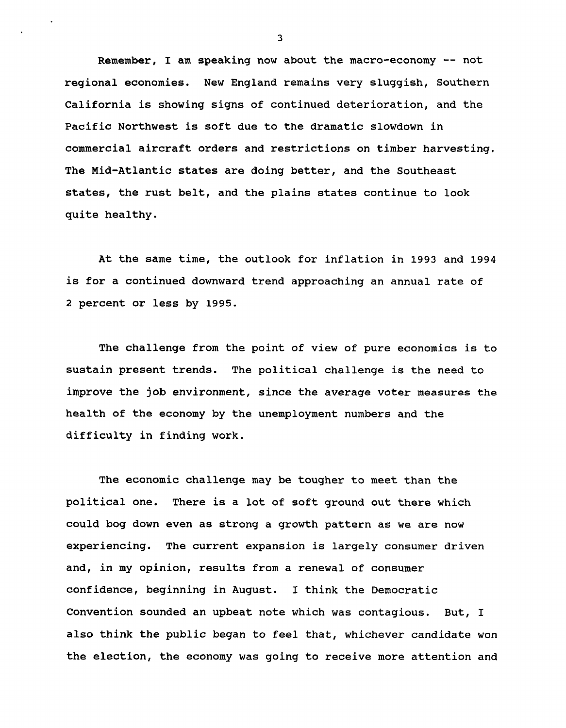Remember, I am speaking now about the macro-economy -- not regional economies. New England remains very sluggish, Southern California is showing signs of continued deterioration, and the Pacific Northwest is soft due to the dramatic slowdown in commercial aircraft orders and restrictions on timber harvesting. The Mid-Atlantic states are doing better, and the Southeast states, the rust belt, and the plains states continue to look quite healthy.

At the same time, the outlook for inflation in 1993 and 1994 is for a continued downward trend approaching an annual rate of 2 percent or less by 1995.

The challenge from the point of view of pure economics is to sustain present trends. The political challenge is the need to improve the job environment, since the average voter measures the health of the economy by the unemployment numbers and the difficulty in finding work.

The economic challenge may be tougher to meet than the political one. There is a lot of soft ground out there which could bog down even as strong a growth pattern as we are now experiencing. The current expansion is largely consumer driven and, in my opinion, results from a renewal of consumer confidence, beginning in August. I think the Democratic Convention sounded an upbeat note which was contagious. But, I also think the public began to feel that, whichever candidate won the election, the economy was going to receive more attention and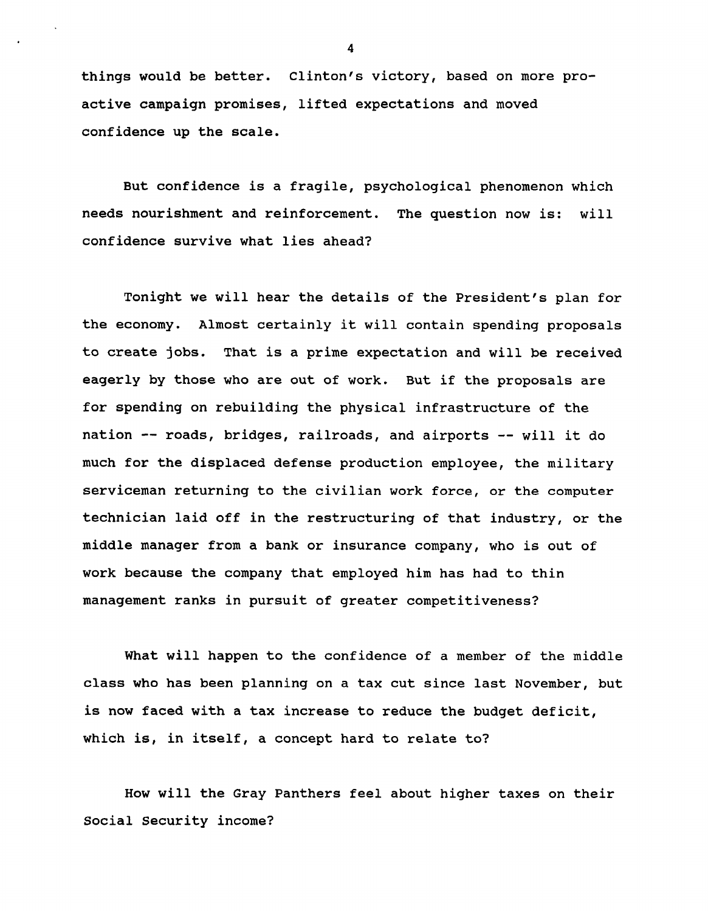things would be better. Clinton's victory, based on more pro-active campaign promises, lifted expectations and moved confidence up the scale.

But confidence is a fragile, psychological phenomenon which needs nourishment and reinforcement. The question now is: will confidence survive what lies ahead?

Tonight we will hear the details of the President's plan for the economy. Almost certainly it will contain spending proposals to create jobs. That is a prime expectation and will be received eagerly by those who are out of work. But if the proposals are for spending on rebuilding the physical infrastructure of the nation -- roads, bridges, railroads, and airports -- will it do much for the displaced defense production employee, the military serviceman returning to the civilian work force, or the computer technician laid off in the restructuring of that industry, or the middle manager from a bank or insurance company, who is out of work because the company that employed him has had to thin management ranks in pursuit of greater competitiveness?

What will happen to the confidence of a member of the middle class who has been planning on a tax cut since last November, but is now faced with a tax increase to reduce the budget deficit, which is, in itself, a concept hard to relate to?

How will the Gray Panthers feel about higher taxes on their Social Security income?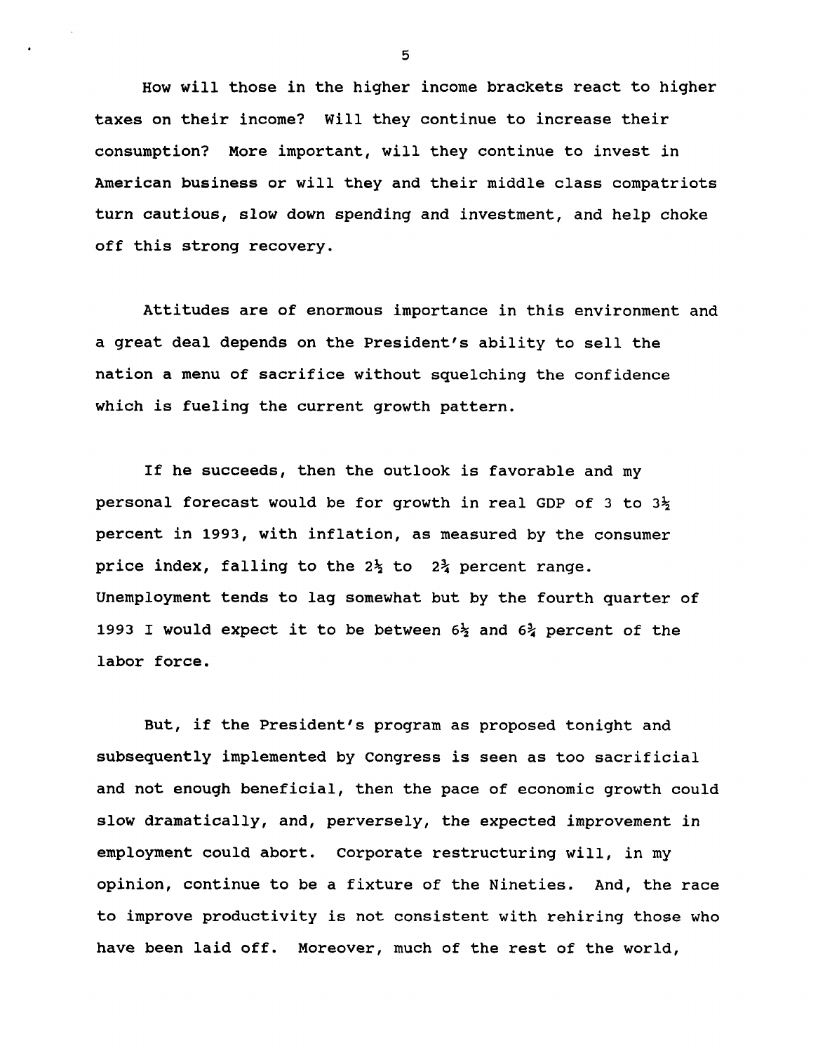How will those in the higher income brackets react to higher taxes on their income? Will they continue to increase their consumption? More important, will they continue to invest in American business or will they and their middle class compatriots turn cautious, slow down spending and investment, and help choke off this strong recovery.

Attitudes are of enormous importance in this environment and a great deal depends on the President's ability to sell the nation a menu of sacrifice without squelching the confidence which is fueling the current growth pattern.

If he succeeds, then the outlook is favorable and my personal forecast would be for growth in real GDP of 3 to 3½ percent in 1993, with inflation, as measured by the consumer price index, falling to the 2½ to 2¾ percent range. Unemployment tends to lag somewhat but by the fourth quarter of 1993 I would expect it to be between 6½ and 6¾ percent of the labor force.

But, if the President's program as proposed tonight and subsequently implemented by Congress is seen as too sacrificial and not enough beneficial, then the pace of economic growth could slow dramatically, and, perversely, the expected improvement in employment could abort. Corporate restructuring will, in my opinion, continue to be a fixture of the Nineties. And, the race to improve productivity is not consistent with rehiring those who have been laid off. Moreover, much of the rest of the world,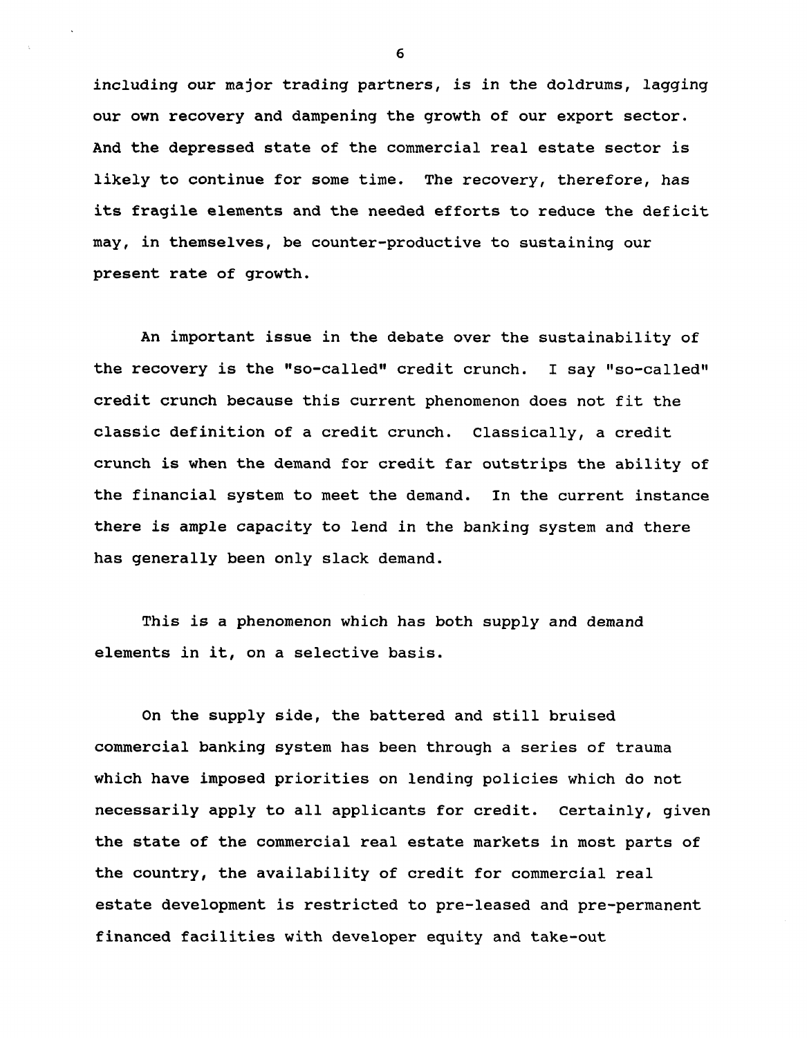including our major trading partners, is in the doldrums, lagging our own recovery and dampening the growth of our export sector. And the depressed state of the commercial real estate sector is likely to continue for some time. The recovery, therefore, has its fragile elements and the needed efforts to reduce the deficit may, in themselves, be counter-productive to sustaining our present rate of growth.

An important issue in the debate over the sustainability of the recovery is the "so-called" credit crunch. I say "so-called" credit crunch because this current phenomenon does not fit the classic definition of a credit crunch. Classically, a credit crunch is when the demand for credit far outstrips the ability of the financial system to meet the demand. In the current instance there is ample capacity to lend in the banking system and there has generally been only slack demand.

This is a phenomenon which has both supply and demand elements in it, on a selective basis.

On the supply side, the battered and still bruised commercial banking system has been through a series of trauma which have imposed priorities on lending policies which do not necessarily apply to all applicants for credit. Certainly, given the state of the commercial real estate markets in most parts of the country, the availability of credit for commercial real estate development is restricted to pre-leased and pre-permanent financed facilities with developer equity and take-out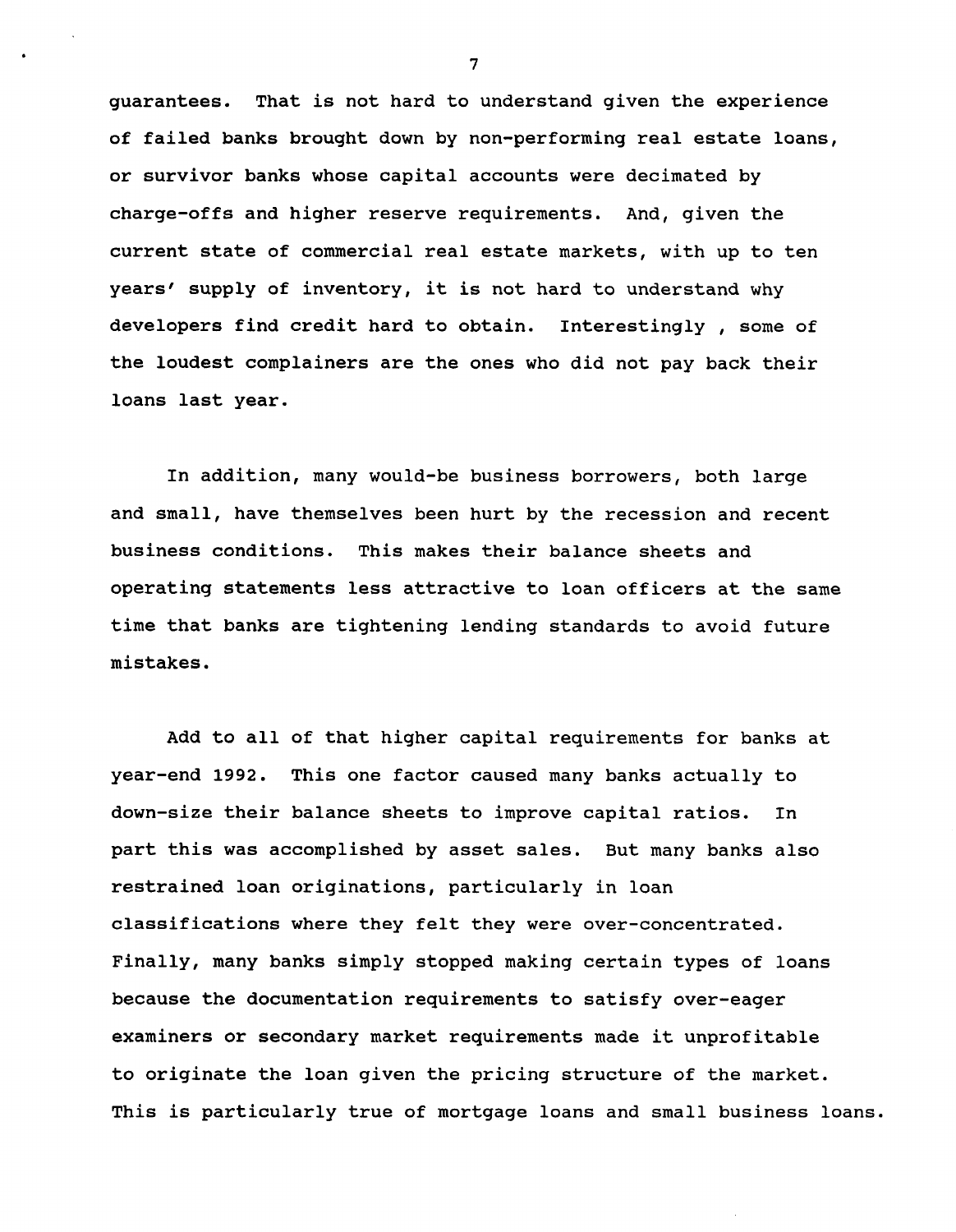guarantees. That is not hard to understand given the experience of failed banks brought down by non-performing real estate loans, or survivor banks whose capital accounts were decimated by charge-offs and higher reserve requirements. And, given the current state of commercial real estate markets, with up to ten years' supply of inventory, it is not hard to understand why developers find credit hard to obtain. Interestingly , some of the loudest complainers are the ones who did not pay back their loans last year.

In addition, many would-be business borrowers, both large and small, have themselves been hurt by the recession and recent business conditions. This makes their balance sheets and operating statements less attractive to loan officers at the same time that banks are tightening lending standards to avoid future mistakes.

Add to all of that higher capital requirements for banks at year-end 1992. This one factor caused many banks actually to down-size their balance sheets to improve capital ratios. In part this was accomplished by asset sales. But many banks also restrained loan originations, particularly in loan classifications where they felt they were over-concentrated. Finally, many banks simply stopped making certain types of loans because the documentation requirements to satisfy over-eager examiners or secondary market requirements made it unprofitable to originate the loan given the pricing structure of the market. This is particularly true of mortgage loans and small business loans.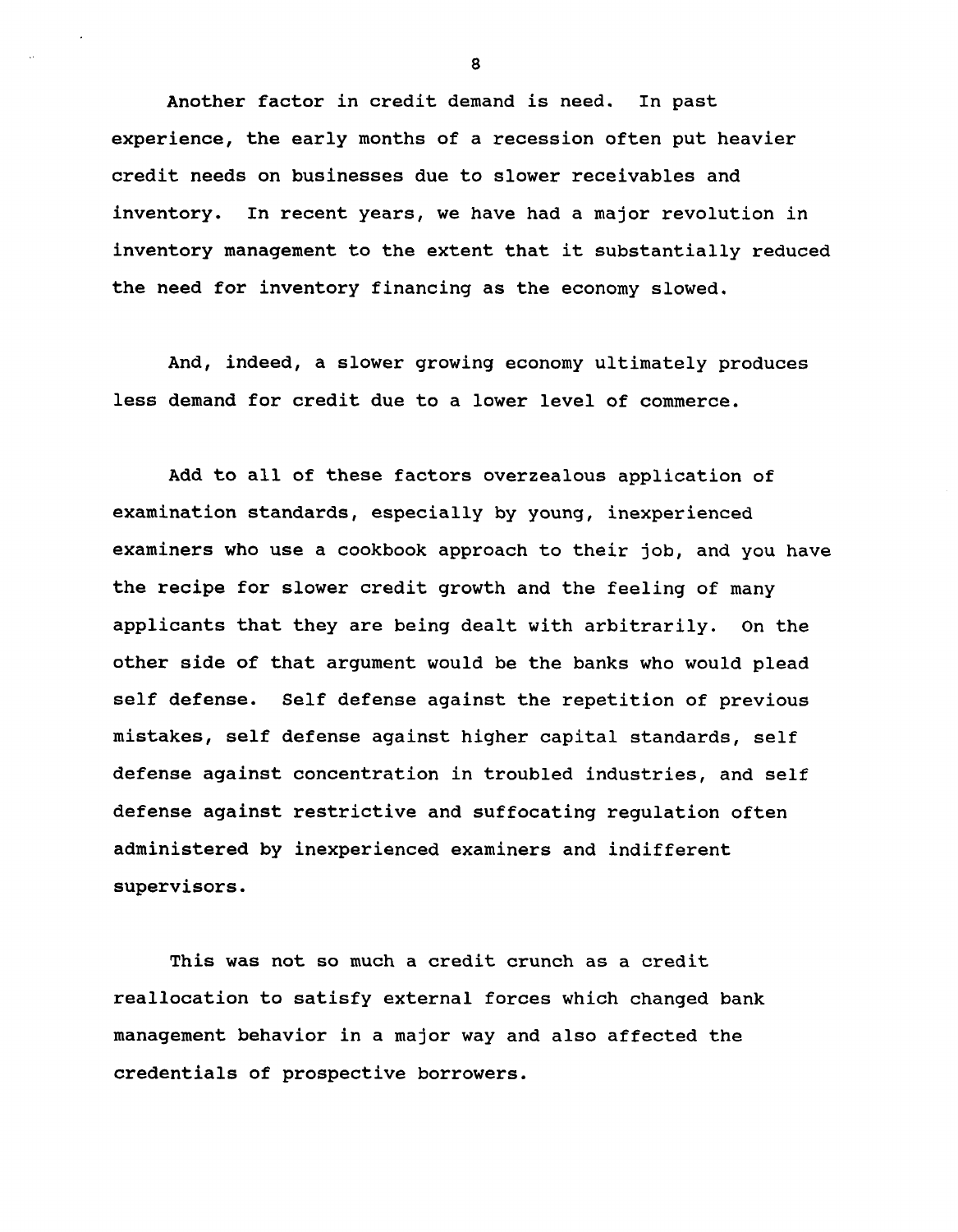Another factor in credit demand is need. In past experience, the early months of a recession often put heavier credit needs on businesses due to slower receivables and inventory. In recent years, we have had a major revolution in inventory management to the extent that it substantially reduced the need for inventory financing as the economy slowed.

And, indeed, a slower growing economy ultimately produces less demand for credit due to a lower level of commerce.

Add to all of these factors overzealous application of examination standards, especially by young, inexperienced examiners who use a cookbook approach to their job, and you have the recipe for slower credit growth and the feeling of many applicants that they are being dealt with arbitrarily. On the other side of that argument would be the banks who would plead self defense. Self defense against the repetition of previous mistakes, self defense against higher capital standards, self defense against concentration in troubled industries, and self defense against restrictive and suffocating regulation often administered by inexperienced examiners and indifferent supervisors.

This was not so much a credit crunch as a credit reallocation to satisfy external forces which changed bank management behavior in a major way and also affected the credentials of prospective borrowers.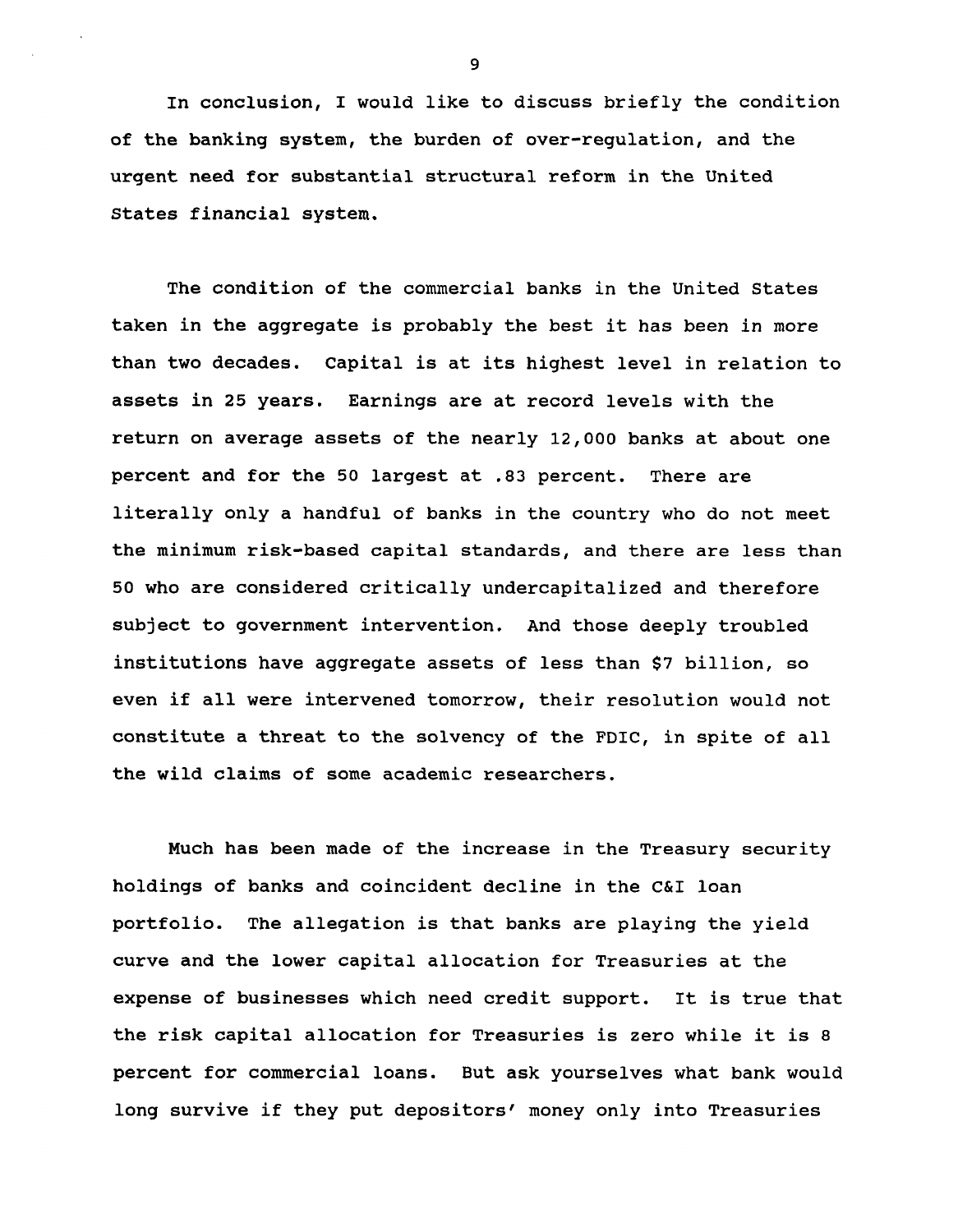In conclusion, I would like to discuss briefly the condition of the banking system, the burden of over-regulation, and the urgent need for substantial structural reform in the United States financial system.

The condition of the commercial banks in the United States taken in the aggregate is probably the best it has been in more than two decades. Capital is at its highest level in relation to assets in 25 years. Earnings are at record levels with the return on average assets of the nearly 12,000 banks at about one percent and for the 50 largest at .83 percent. There are literally only a handful of banks in the country who do not meet the minimum risk-based capital standards, and there are less than 50 who are considered critically undercapitalized and therefore subject to government intervention. And those deeply troubled institutions have aggregate assets of less than $7 billion, so even if all were intervened tomorrow, their resolution would not constitute a threat to the solvency of the FDIC, in spite of all the wild claims of some academic researchers.

Much has been made of the increase in the Treasury security holdings of banks and coincident decline in the C&I loan portfolio. The allegation is that banks are playing the yield curve and the lower capital allocation for Treasuries at the expense of businesses which need credit support. It is true that the risk capital allocation for Treasuries is zero while it is 8 percent for commercial loans. But ask yourselves what bank would long survive if they put depositors' money only into Treasuries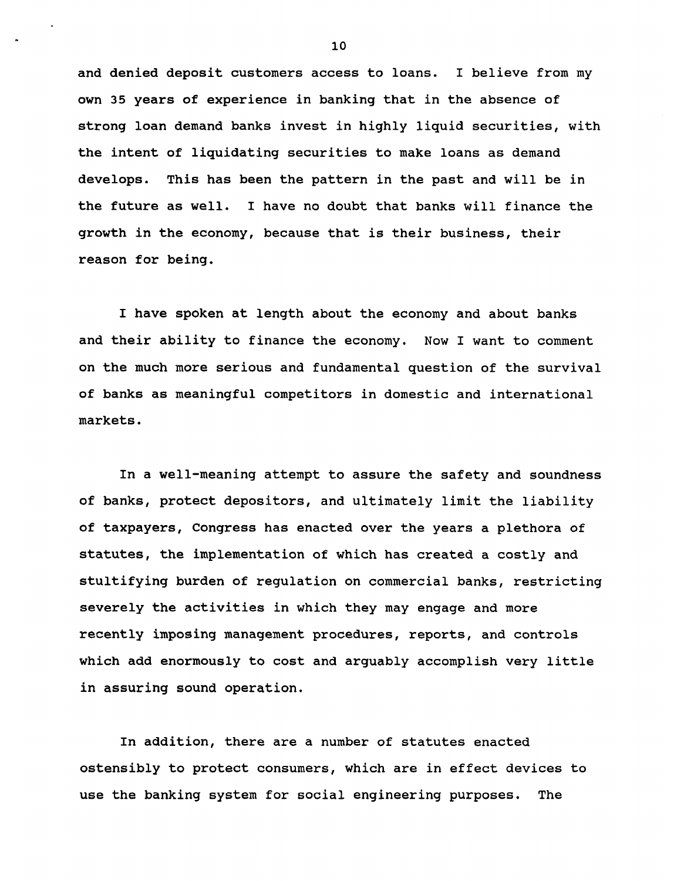and denied deposit customers access to loans. I believe from my own 35 years of experience in banking that in the absence of strong loan demand banks invest in highly liquid securities, with the intent of liquidating securities to make loans as demand develops. This has been the pattern in the past and will be in the future as well. I have no doubt that banks will finance the growth in the economy, because that is their business, their reason for being.

I have spoken at length about the economy and about banks and their ability to finance the economy. Now I want to comment on the much more serious and fundamental question of the survival of banks as meaningful competitors in domestic and international markets.

In a well-meaning attempt to assure the safety and soundness of banks, protect depositors, and ultimately limit the liability of taxpayers, Congress has enacted over the years a plethora of statutes, the implementation of which has created a costly and stultifying burden of regulation on commercial banks, restricting severely the activities in which they may engage and more recently imposing management procedures, reports, and controls which add enormously to cost and arguably accomplish very little in assuring sound operation.

In addition, there are a number of statutes enacted ostensibly to protect consumers, which are in effect devices to use the banking system for social engineering purposes. The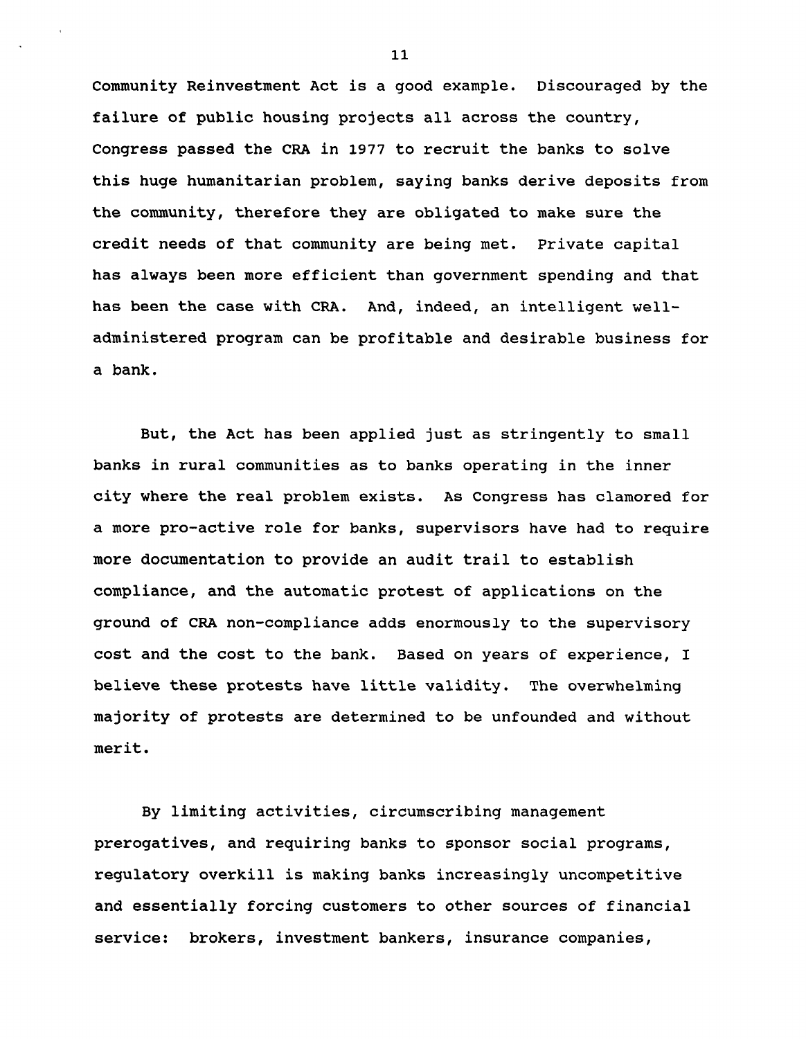Community Reinvestment Act is a good example. Discouraged by the failure of public housing projects all across the country, Congress passed the CRA in 1977 to recruit the banks to solve this huge humanitarian problem, saying banks derive deposits from the community, therefore they are obligated to make sure the credit needs of that community are being met. Private capital has always been more efficient than government spending and that has been the case with CRA. And, indeed, an intelligent well-administered program can be profitable and desirable business for a bank.

But, the Act has been applied just as stringently to small banks in rural communities as to banks operating in the inner city where the real problem exists. As Congress has clamored for a more pro-active role for banks, supervisors have had to require more documentation to provide an audit trail to establish compliance, and the automatic protest of applications on the ground of CRA non-compliance adds enormously to the supervisory cost and the cost to the bank. Based on years of experience, I believe these protests have little validity. The overwhelming majority of protests are determined to be unfounded and without merit.

By limiting activities, circumscribing management prerogatives, and requiring banks to sponsor social programs, regulatory overkill is making banks increasingly uncompetitive and essentially forcing customers to other sources of financial service: brokers, investment bankers, insurance companies,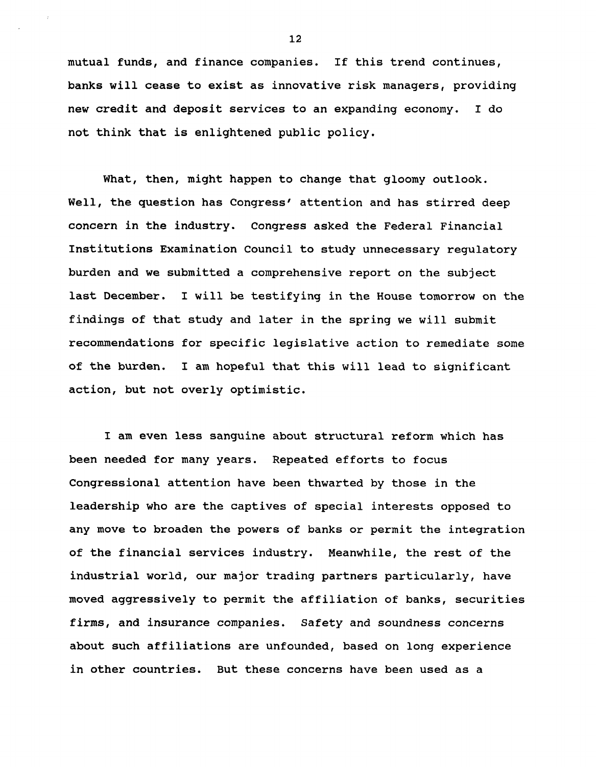mutual funds, and finance companies. If this trend continues, banks will cease to exist as innovative risk managers, providing new credit and deposit services to an expanding economy. I do not think that is enlightened public policy.

What, then, might happen to change that gloomy outlook. Well, the question has Congress' attention and has stirred deep concern in the industry. Congress asked the Federal Financial Institutions Examination Council to study unnecessary regulatory burden and we submitted a comprehensive report on the subject last December. I will be testifying in the House tomorrow on the findings of that study and later in the spring we will submit recommendations for specific legislative action to remediate some of the burden. I am hopeful that this will lead to significant action, but not overly optimistic.

I am even less sanguine about structural reform which has been needed for many years. Repeated efforts to focus Congressional attention have been thwarted by those in the leadership who are the captives of special interests opposed to any move to broaden the powers of banks or permit the integration of the financial services industry. Meanwhile, the rest of the industrial world, our major trading partners particularly, have moved aggressively to permit the affiliation of banks, securities firms, and insurance companies. Safety and soundness concerns about such affiliations are unfounded, based on long experience in other countries. But these concerns have been used as a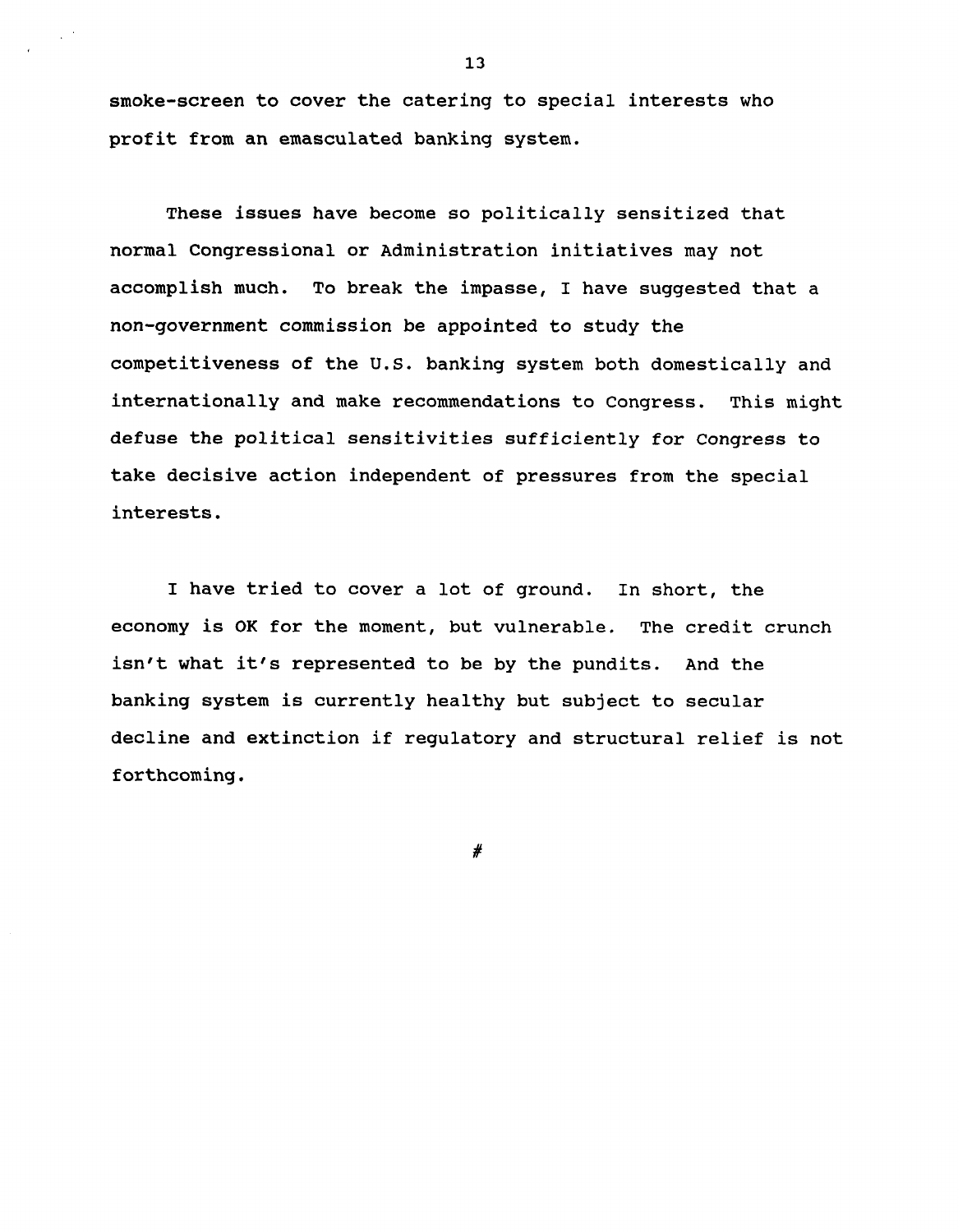smoke-screen to cover the catering to special interests who profit from an emasculated banking system.

These issues have become so politically sensitized that normal Congressional or Administration initiatives may not accomplish much. To break the impasse, I have suggested that a non-government commission be appointed to study the competitiveness of the U.S. banking system both domestically and internationally and make recommendations to Congress. This might defuse the political sensitivities sufficiently for Congress to take decisive action independent of pressures from the special interests.

I have tried to cover a lot of ground. In short, the economy is OK for the moment, but vulnerable. The credit crunch isn't what it's represented to be by the pundits. And the banking system is currently healthy but subject to secular decline and extinction if regulatory and structural relief is not forthcoming.

#